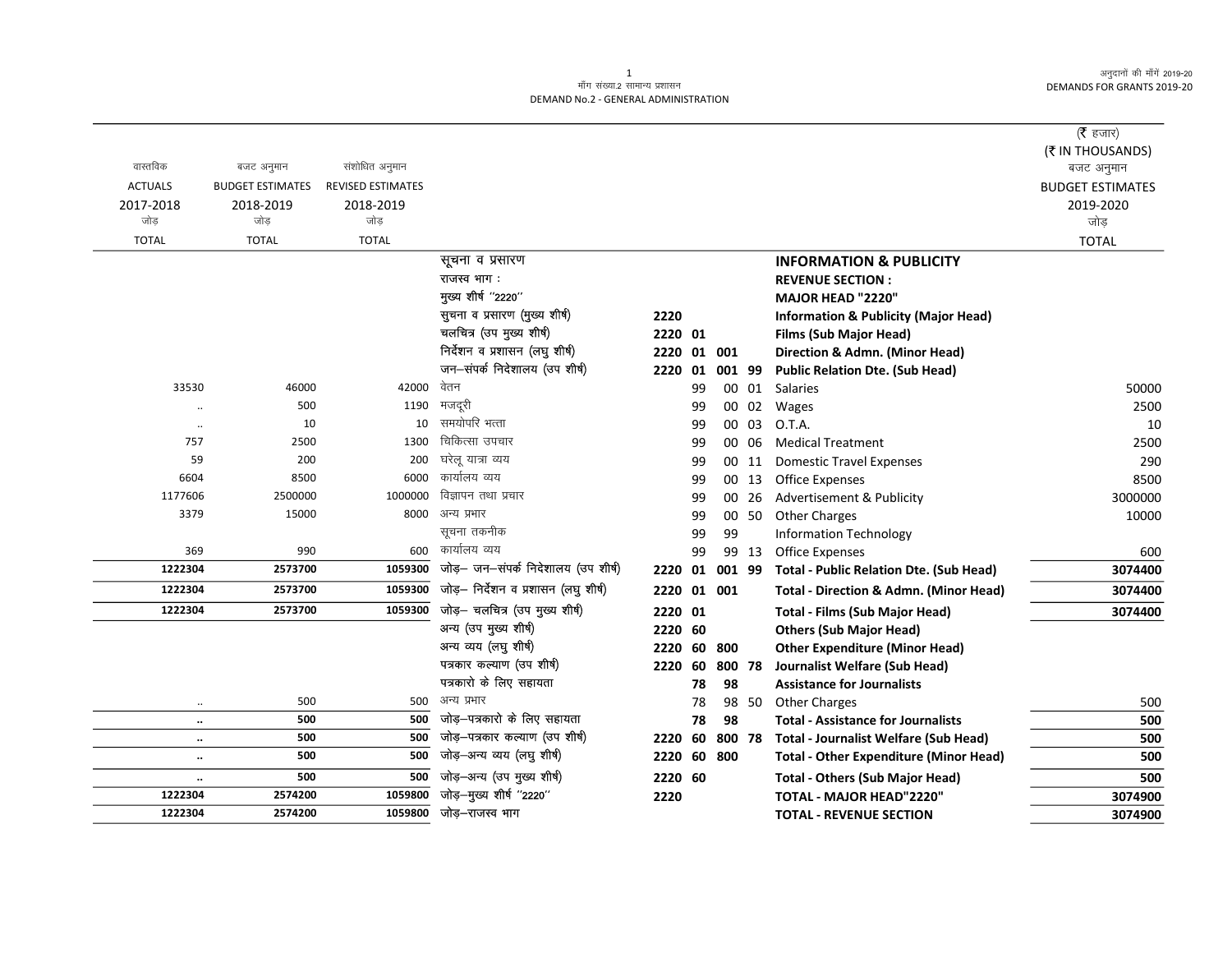मॉंग संख्या.2 सामान्य प्रशासन
DEMAND No.2 - GENERAL ADMINISTRATION

(₹ हजार)
(₹ IN THOUSANDS)

| वास्तविक ACTUALS 2017-2018 जोड़ TOTAL | बजट अनुमान BUDGET ESTIMATES 2018-2019 जोड़ TOTAL | संशोधित अनुमान REVISED ESTIMATES 2018-2019 जोड़ TOTAL | | | | | | | बजट अनुमान BUDGET ESTIMATES 2019-2020 जोड़ TOTAL |
|---|---|---|---|---|---|---|---|---|---|
| | | | सूचना व प्रसारण | | | | | **INFORMATION & PUBLICITY** | |
| | | | राजस्व भाग : | | | | | **REVENUE SECTION :** | |
| | | | मुख्य शीर्ष ''2220'' | | | | | **MAJOR HEAD "2220"** | |
| | | | सुचना व प्रसारण (मुख्य शीर्ष) | **2220** | | | | **Information & Publicity (Major Head)** | |
| | | | चलचित्र (उप मुख्य शीर्ष) | **2220** | **01** | | | **Films (Sub Major Head)** | |
| | | | निर्देशन व प्रशासन (लघु शीर्ष) | **2220** | **01** | **001** | | **Direction & Admn. (Minor Head)** | |
| | | | जन–संपर्क निदेशालय (उप शीर्ष) | **2220** | **01** | **001** | **99** | **Public Relation Dte. (Sub Head)** | |
| 33530 | 46000 | 42000 | वेतन | | 99 | 00 | 01 | Salaries | 50000 |
| .. | 500 | 1190 | मजदूरी | | 99 | 00 | 02 | Wages | 2500 |
| .. | 10 | 10 | समयोपरि भत्ता | | 99 | 00 | 03 | O.T.A. | 10 |
| 757 | 2500 | 1300 | चिकित्सा उपचार | | 99 | 00 | 06 | Medical Treatment | 2500 |
| 59 | 200 | 200 | घरेलू यात्रा व्यय | | 99 | 00 | 11 | Domestic Travel Expenses | 290 |
| 6604 | 8500 | 6000 | कार्यालय व्यय | | 99 | 00 | 13 | Office Expenses | 8500 |
| 1177606 | 2500000 | 1000000 | विज्ञापन तथा प्रचार | | 99 | 00 | 26 | Advertisement & Publicity | 3000000 |
| 3379 | 15000 | 8000 | अन्य प्रभार | | 99 | 00 | 50 | Other Charges | 10000 |
| | | | सूचना तकनीक | | 99 | 99 | | Information Technology | |
| 369 | 990 | 600 | कार्यालय व्यय | | 99 | 99 | 13 | Office Expenses | 600 |
| **1222304** | **2573700** | **1059300** | जोड़– जन–संपर्क निदेशालय (उप शीर्ष) | **2220** | **01** | **001** | **99** | **Total - Public Relation Dte. (Sub Head)** | **3074400** |
| **1222304** | **2573700** | **1059300** | जोड़– निर्देशन व प्रशासन (लघु शीर्ष) | **2220** | **01** | **001** | | **Total - Direction & Admn. (Minor Head)** | **3074400** |
| **1222304** | **2573700** | **1059300** | जोड़– चलचित्र (उप मुख्य शीर्ष) | **2220** | **01** | | | **Total - Films (Sub Major Head)** | **3074400** |
| | | | अन्य (उप मुख्य शीर्ष) | **2220** | **60** | | | **Others (Sub Major Head)** | |
| | | | अन्य व्यय (लघु शीर्ष) | **2220** | **60** | **800** | | **Other Expenditure (Minor Head)** | |
| | | | पत्रकार कल्याण (उप शीर्ष) | **2220** | **60** | **800** | **78** | **Journalist Welfare (Sub Head)** | |
| | | | पत्रकारो के लिए सहायता | | **78** | **98** | | **Assistance for Journalists** | |
| .. | 500 | 500 | अन्य प्रभार | | 78 | 98 | 50 | Other Charges | 500 |
| **..** | **500** | **500** | जोड़–पत्रकारो के लिए सहायता | | **78** | **98** | | **Total - Assistance for Journalists** | **500** |
| **..** | **500** | **500** | जोड़–पत्रकार कल्याण (उप शीर्ष) | **2220** | **60** | **800** | **78** | **Total - Journalist Welfare (Sub Head)** | **500** |
| **..** | **500** | **500** | जोड़–अन्य व्यय (लघु शीर्ष) | **2220** | **60** | **800** | | **Total - Other Expenditure (Minor Head)** | **500** |
| **..** | **500** | **500** | जोड़–अन्य (उप मुख्य शीर्ष) | **2220** | **60** | | | **Total - Others (Sub Major Head)** | **500** |
| **1222304** | **2574200** | **1059800** | जोड़–मुख्य शीर्ष ''2220'' | **2220** | | | | **TOTAL - MAJOR HEAD"2220"** | **3074900** |
| **1222304** | **2574200** | **1059800** | जोड़–राजस्व भाग | | | | | **TOTAL - REVENUE SECTION** | **3074900** |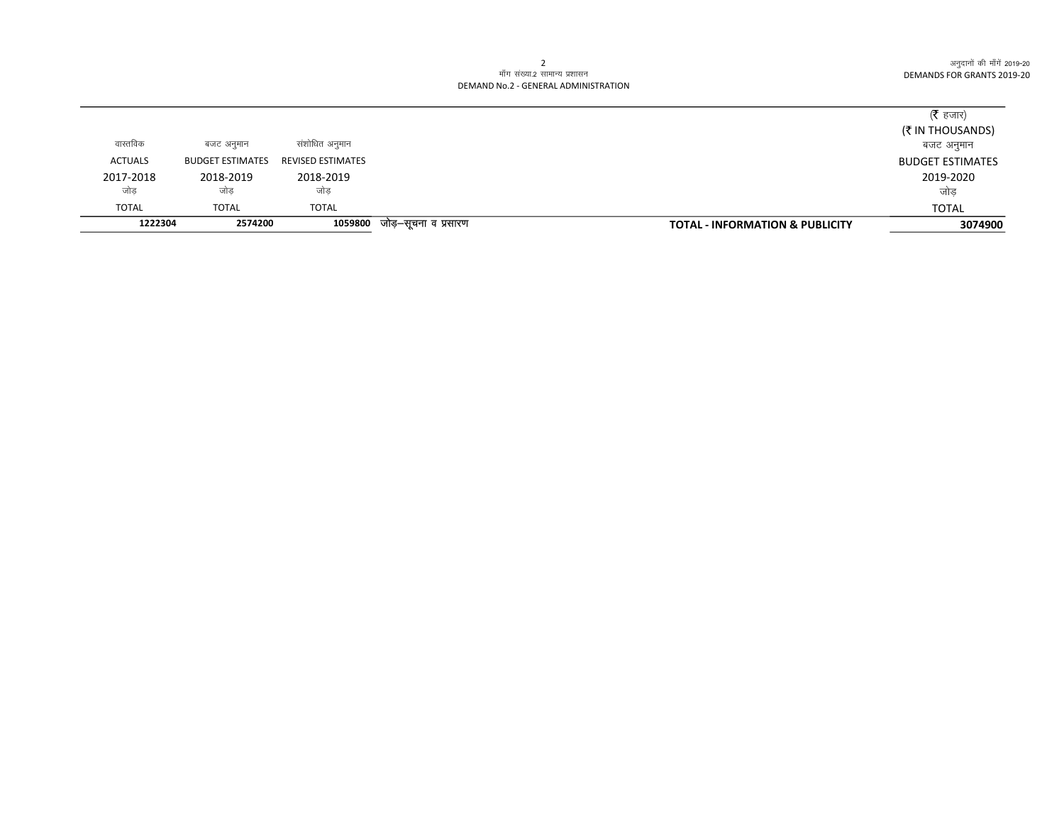| वास्तविक ACTUALS 2017-2018 जोड़ TOTAL | बजट अनुमान BUDGET ESTIMATES 2018-2019 जोड़ TOTAL | संशोधित अनुमान REVISED ESTIMATES 2018-2019 जोड़ TOTAL | | | (₹ हजार) (₹ IN THOUSANDS) बजट अनुमान BUDGET ESTIMATES 2019-2020 जोड़ TOTAL |
|---|---|---|---|---|---|
| **1222304** | **2574200** | **1059800** | जोड़–सूचना व प्रसारण | **TOTAL - INFORMATION & PUBLICITY** | **3074900** |